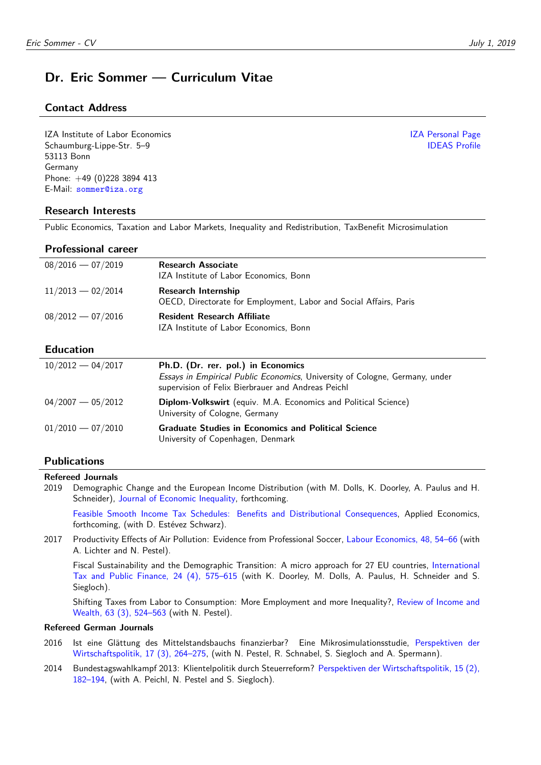# Dr. Eric Sommer — Curriculum Vitae

## Contact Address

IZA Institute of Labor Economics
Schaumburg-Lippe-Str. 5–9
53113 Bonn
Germany
Phone: +49 (0)228 3894 413
E-Mail: sommer@iza.org

IZA Personal Page
IDEAS Profile

## Research Interests

Public Economics, Taxation and Labor Markets, Inequality and Redistribution, TaxBenefit Microsimulation

## Professional career

| | |
|---|---|
| 08/2016 — 07/2019 | **Research Associate**<br>IZA Institute of Labor Economics, Bonn |
| 11/2013 — 02/2014 | **Research Internship**<br>OECD, Directorate for Employment, Labor and Social Affairs, Paris |
| 08/2012 — 07/2016 | **Resident Research Affiliate**<br>IZA Institute of Labor Economics, Bonn |

## Education

| | |
|---|---|
| 10/2012 — 04/2017 | **Ph.D. (Dr. rer. pol.) in Economics**<br>*Essays in Empirical Public Economics*, University of Cologne, Germany, under supervision of Felix Bierbrauer and Andreas Peichl |
| 04/2007 — 05/2012 | **Diplom-Volkswirt** (equiv. M.A. Economics and Political Science)<br>University of Cologne, Germany |
| 01/2010 — 07/2010 | **Graduate Studies in Economics and Political Science**<br>University of Copenhagen, Denmark |

## Publications

### Refereed Journals

2019 Demographic Change and the European Income Distribution (with M. Dolls, K. Doorley, A. Paulus and H. Schneider), Journal of Economic Inequality, forthcoming.

Feasible Smooth Income Tax Schedules: Benefits and Distributional Consequences, Applied Economics, forthcoming, (with D. Estévez Schwarz).

2017 Productivity Effects of Air Pollution: Evidence from Professional Soccer, Labour Economics, 48, 54–66 (with A. Lichter and N. Pestel).

Fiscal Sustainability and the Demographic Transition: A micro approach for 27 EU countries, International Tax and Public Finance, 24 (4), 575–615 (with K. Doorley, M. Dolls, A. Paulus, H. Schneider and S. Siegloch).

Shifting Taxes from Labor to Consumption: More Employment and more Inequality?, Review of Income and Wealth, 63 (3), 524–563 (with N. Pestel).

### Refereed German Journals

2016 Ist eine Glättung des Mittelstandsbauchs finanzierbar? Eine Mikrosimulationsstudie, Perspektiven der Wirtschaftspolitik, 17 (3), 264–275, (with N. Pestel, R. Schnabel, S. Siegloch and A. Spermann).

2014 Bundestagswahlkampf 2013: Klientelpolitik durch Steuerreform? Perspektiven der Wirtschaftspolitik, 15 (2), 182–194, (with A. Peichl, N. Pestel and S. Siegloch).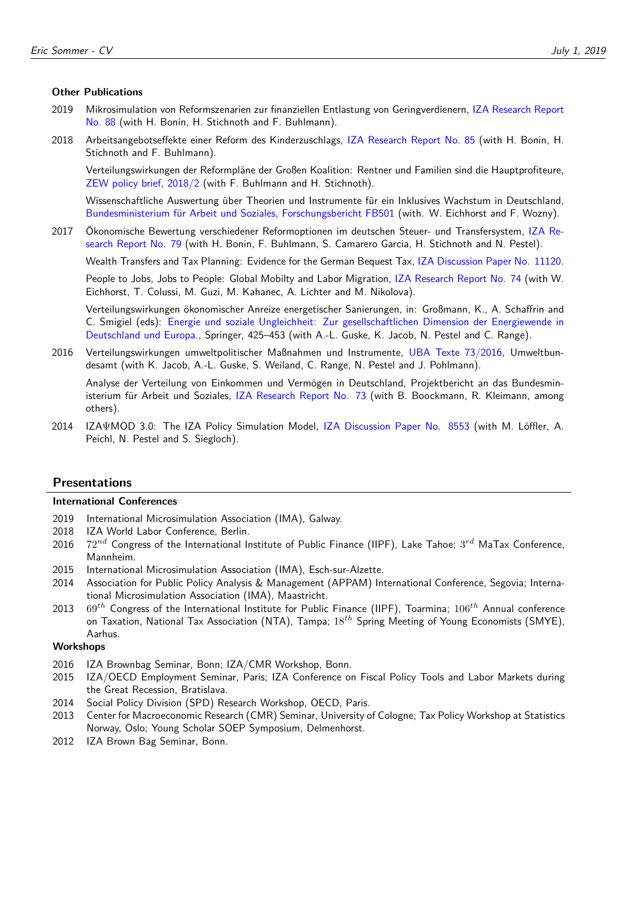### Other Publications

2019 Mikrosimulation von Reformszenarien zur finanziellen Entlastung von Geringverdienern, IZA Research Report No. 88 (with H. Bonin, H. Stichnoth and F. Buhlmann).

2018 Arbeitsangebotseffekte einer Reform des Kinderzuschlags, IZA Research Report No. 85 (with H. Bonin, H. Stichnoth and F. Buhlmann).

Verteilungswirkungen der Reformpläne der Großen Koalition: Rentner und Familien sind die Hauptprofiteure, ZEW policy brief, 2018/2 (with F. Buhlmann and H. Stichnoth).

Wissenschaftliche Auswertung über Theorien und Instrumente für ein Inklusives Wachstum in Deutschland, Bundesministerium für Arbeit und Soziales, Forschungsbericht FB501 (with. W. Eichhorst and F. Wozny).

2017 Ökonomische Bewertung verschiedener Reformoptionen im deutschen Steuer- und Transfersystem, IZA Research Report No. 79 (with H. Bonin, F. Buhlmann, S. Camarero Garcia, H. Stichnoth and N. Pestel).

Wealth Transfers and Tax Planning: Evidence for the German Bequest Tax, IZA Discussion Paper No. 11120.

People to Jobs, Jobs to People: Global Mobilty and Labor Migration, IZA Research Report No. 74 (with W. Eichhorst, T. Colussi, M. Guzi, M. Kahanec, A. Lichter and M. Nikolova).

Verteilungswirkungen ökonomischer Anreize energetischer Sanierungen, in: Großmann, K., A. Schaffrin and C. Smigiel (eds): Energie und soziale Ungleichheit: Zur gesellschaftlichen Dimension der Energiewende in Deutschland und Europa., Springer, 425–453 (with A.-L. Guske, K. Jacob, N. Pestel and C. Range).

2016 Verteilungswirkungen umweltpolitischer Maßnahmen und Instrumente, UBA Texte 73/2016, Umweltbundesamt (with K. Jacob, A.-L. Guske, S. Weiland, C. Range, N. Pestel and J. Pohlmann).

Analyse der Verteilung von Einkommen und Vermögen in Deutschland, Projektbericht an das Bundesministerium für Arbeit und Soziales, IZA Research Report No. 73 (with B. Boockmann, R. Kleimann, among others).

2014 IZAΨMOD 3.0: The IZA Policy Simulation Model, IZA Discussion Paper No. 8553 (with M. Löffler, A. Peichl, N. Pestel and S. Siegloch).

## Presentations

### International Conferences

2019 International Microsimulation Association (IMA), Galway.
2018 IZA World Labor Conference, Berlin.
2016 $72^{nd}$ Congress of the International Institute of Public Finance (IIPF), Lake Tahoe; $3^{rd}$ MaTax Conference, Mannheim.
2015 International Microsimulation Association (IMA), Esch-sur-Alzette.
2014 Association for Public Policy Analysis & Management (APPAM) International Conference, Segovia; International Microsimulation Association (IMA), Maastricht.
2013 $69^{th}$ Congress of the International Institute for Public Finance (IIPF), Toarmina; $106^{th}$ Annual conference on Taxation, National Tax Association (NTA), Tampa; $18^{th}$ Spring Meeting of Young Economists (SMYE), Aarhus.

### Workshops

2016 IZA Brownbag Seminar, Bonn; IZA/CMR Workshop, Bonn.
2015 IZA/OECD Employment Seminar, Paris; IZA Conference on Fiscal Policy Tools and Labor Markets during the Great Recession, Bratislava.
2014 Social Policy Division (SPD) Research Workshop, OECD, Paris.
2013 Center for Macroeconomic Research (CMR) Seminar, University of Cologne; Tax Policy Workshop at Statistics Norway, Oslo; Young Scholar SOEP Symposium, Delmenhorst.
2012 IZA Brown Bag Seminar, Bonn.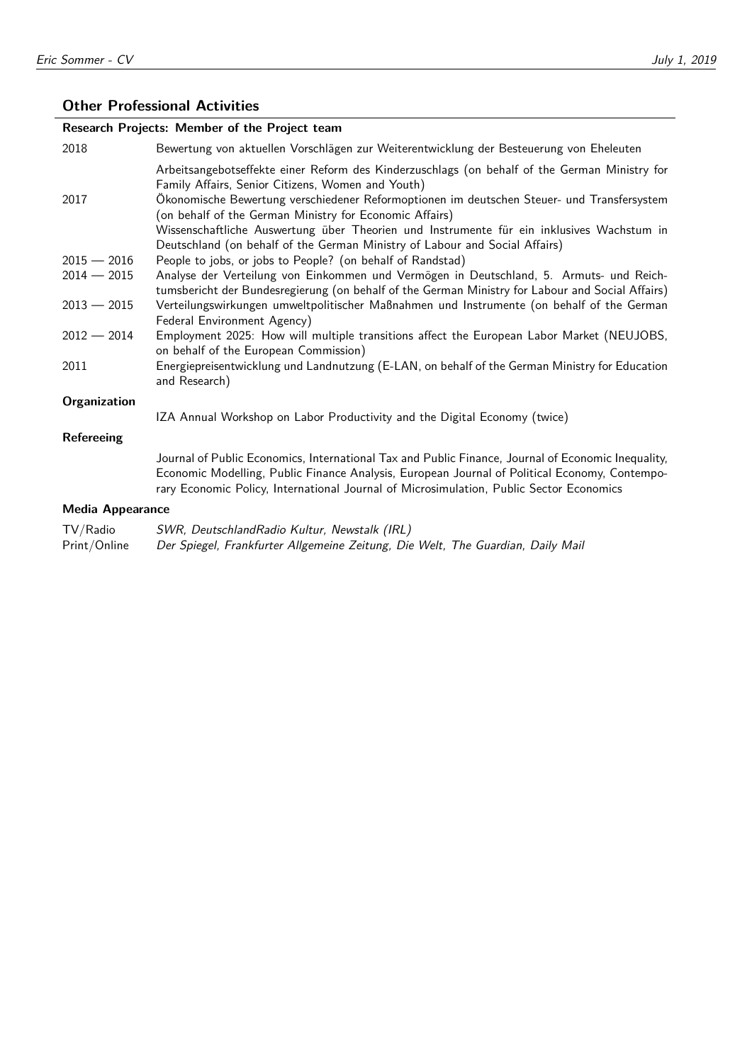## Other Professional Activities

### Research Projects: Member of the Project team

| | |
|---|---|
| 2018 | Bewertung von aktuellen Vorschlägen zur Weiterentwicklung der Besteuerung von Eheleuten |
| 2017 | Arbeitsangebotseffekte einer Reform des Kinderzuschlags (on behalf of the German Ministry for Family Affairs, Senior Citizens, Women and Youth) |
| | Ökonomische Bewertung verschiedener Reformoptionen im deutschen Steuer- und Transfersystem (on behalf of the German Ministry for Economic Affairs) |
| | Wissenschaftliche Auswertung über Theorien und Instrumente für ein inklusives Wachstum in Deutschland (on behalf of the German Ministry of Labour and Social Affairs) |
| 2015 — 2016 | People to jobs, or jobs to People? (on behalf of Randstad) |
| 2014 — 2015 | Analyse der Verteilung von Einkommen und Vermögen in Deutschland, 5. Armuts- und Reichtumsbericht der Bundesregierung (on behalf of the German Ministry for Labour and Social Affairs) |
| 2013 — 2015 | Verteilungswirkungen umweltpolitischer Maßnahmen und Instrumente (on behalf of the German Federal Environment Agency) |
| 2012 — 2014 | Employment 2025: How will multiple transitions affect the European Labor Market (NEUJOBS, on behalf of the European Commission) |
| 2011 | Energiepreisentwicklung und Landnutzung (E-LAN, on behalf of the German Ministry for Education and Research) |

### Organization

IZA Annual Workshop on Labor Productivity and the Digital Economy (twice)

### Refereeing

Journal of Public Economics, International Tax and Public Finance, Journal of Economic Inequality, Economic Modelling, Public Finance Analysis, European Journal of Political Economy, Contemporary Economic Policy, International Journal of Microsimulation, Public Sector Economics

### Media Appearance

| | |
|---|---|
| TV/Radio | *SWR, DeutschlandRadio Kultur, Newstalk (IRL)* |
| Print/Online | *Der Spiegel, Frankfurter Allgemeine Zeitung, Die Welt, The Guardian, Daily Mail* |